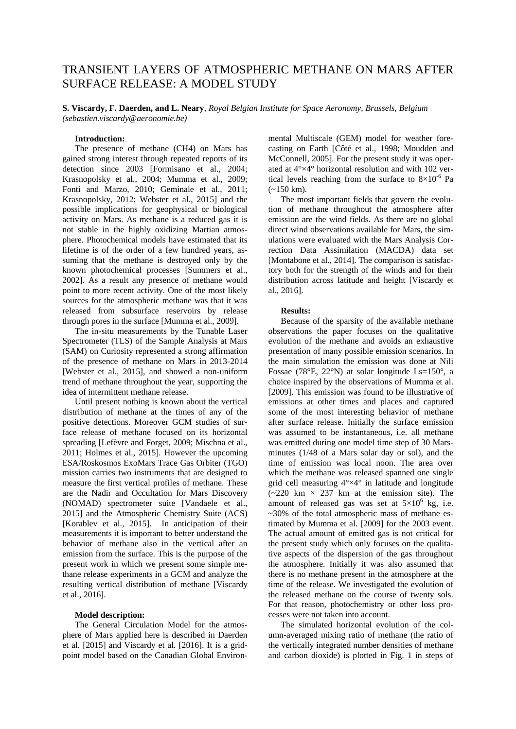# TRANSIENT LAYERS OF ATMOSPHERIC METHANE ON MARS AFTER SURFACE RELEASE: A MODEL STUDY

**S. Viscardy, F. Daerden, and L. Neary**, *Royal Belgian Institute for Space Aeronomy, Brussels, Belgium (sebastien.viscardy@aeronomie.be)*

**Introduction:**

The presence of methane ($CH_4$) on Mars has gained strong interest through repeated reports of its detection since 2003 [Formisano et al., 2004; Krasnopolsky et al., 2004; Mumma et al., 2009; Fonti and Marzo, 2010; Geminale et al., 2011; Krasnopolsky, 2012; Webster et al., 2015] and the possible implications for geophysical or biological activity on Mars. As methane is a reduced gas it is not stable in the highly oxidizing Martian atmosphere. Photochemical models have estimated that its lifetime is of the order of a few hundred years, assuming that the methane is destroyed only by the known photochemical processes [Summers et al., 2002]. As a result any presence of methane would point to more recent activity. One of the most likely sources for the atmospheric methane was that it was released from subsurface reservoirs by release through pores in the surface [Mumma et al., 2009].

The in-situ measurements by the Tunable Laser Spectrometer (TLS) of the Sample Analysis at Mars (SAM) on Curiosity represented a strong affirmation of the presence of methane on Mars in 2013-2014 [Webster et al., 2015], and showed a non-uniform trend of methane throughout the year, supporting the idea of intermittent methane release.

Until present nothing is known about the vertical distribution of methane at the times of any of the positive detections. Moreover GCM studies of surface release of methane focused on its horizontal spreading [Lefèvre and Forget, 2009; Mischna et al., 2011; Holmes et al., 2015]. However the upcoming ESA/Roskosmos ExoMars Trace Gas Orbiter (TGO) mission carries two instruments that are designed to measure the first vertical profiles of methane. These are the Nadir and Occultation for Mars Discovery (NOMAD) spectrometer suite [Vandaele et al., 2015] and the Atmospheric Chemistry Suite (ACS) [Korablev et al., 2015]. In anticipation of their measurements it is important to better understand the behavior of methane also in the vertical after an emission from the surface. This is the purpose of the present work in which we present some simple methane release experiments in a GCM and analyze the resulting vertical distribution of methane [Viscardy et al., 2016].

**Model description:**

The General Circulation Model for the atmosphere of Mars applied here is described in Daerden et al. [2015] and Viscardy et al. [2016]. It is a grid-point model based on the Canadian Global Environmental Multiscale (GEM) model for weather forecasting on Earth [Côté et al., 1998; Moudden and McConnell, 2005]. For the present study it was operated at 4°×4° horizontal resolution and with 102 vertical levels reaching from the surface to $8\times10^{-6}$ Pa (~150 km).

The most important fields that govern the evolution of methane throughout the atmosphere after emission are the wind fields. As there are no global direct wind observations available for Mars, the simulations were evaluated with the Mars Analysis Correction Data Assimilation (MACDA) data set [Montabone et al., 2014]. The comparison is satisfactory both for the strength of the winds and for their distribution across latitude and height [Viscardy et al., 2016].

**Results:**

Because of the sparsity of the available methane observations the paper focuses on the qualitative evolution of the methane and avoids an exhaustive presentation of many possible emission scenarios. In the main simulation the emission was done at Nili Fossae (78°E, 22°N) at solar longitude Ls=150°, a choice inspired by the observations of Mumma et al. [2009]. This emission was found to be illustrative of emissions at other times and places and captured some of the most interesting behavior of methane after surface release. Initially the surface emission was assumed to be instantaneous, i.e. all methane was emitted during one model time step of 30 Mars-minutes (1/48 of a Mars solar day or sol), and the time of emission was local noon. The area over which the methane was released spanned one single grid cell measuring 4°×4° in latitude and longitude (~220 km × 237 km at the emission site). The amount of released gas was set at $5\times10^{6}$ kg, i.e. ~30% of the total atmospheric mass of methane estimated by Mumma et al. [2009] for the 2003 event. The actual amount of emitted gas is not critical for the present study which only focuses on the qualitative aspects of the dispersion of the gas throughout the atmosphere. Initially it was also assumed that there is no methane present in the atmosphere at the time of the release. We investigated the evolution of the released methane on the course of twenty sols. For that reason, photochemistry or other loss processes were not taken into account.

The simulated horizontal evolution of the column-averaged mixing ratio of methane (the ratio of the vertically integrated number densities of methane and carbon dioxide) is plotted in Fig. 1 in steps of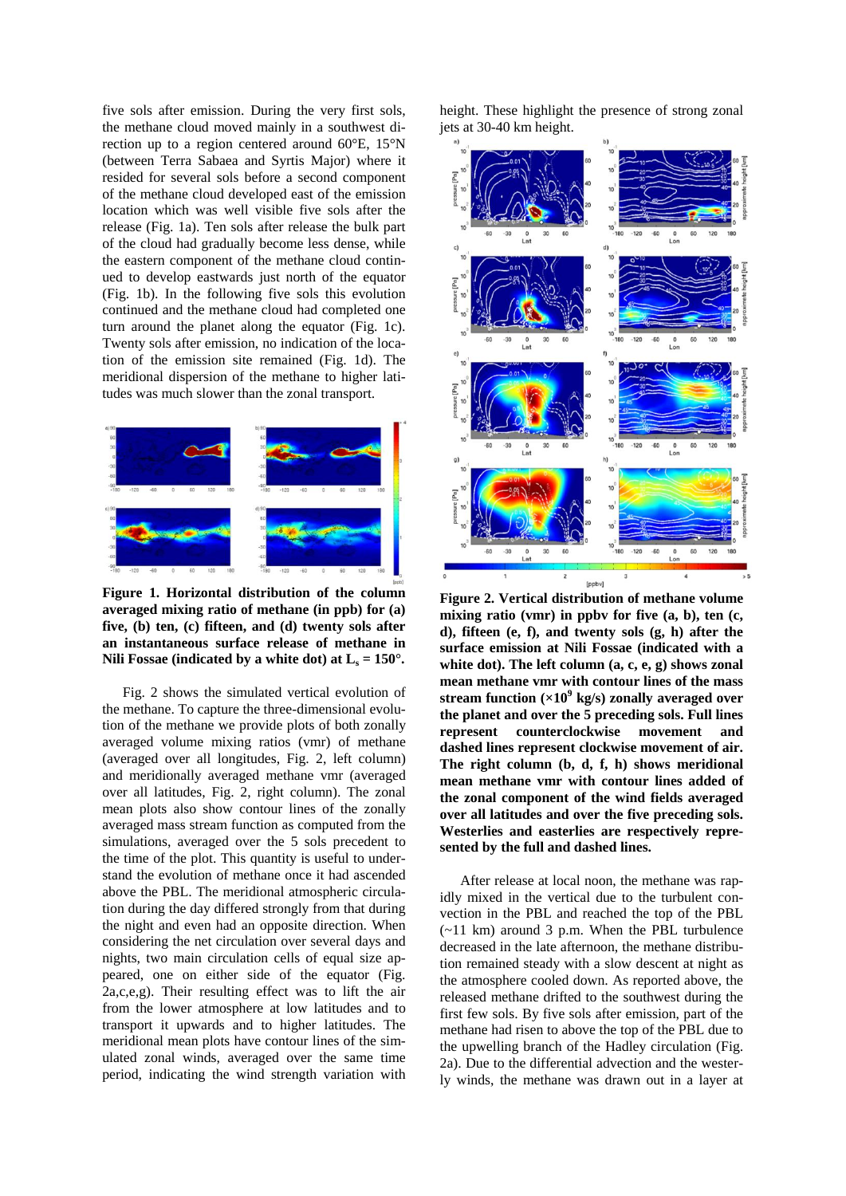five sols after emission. During the very first sols, the methane cloud moved mainly in a southwest direction up to a region centered around 60°E, 15°N (between Terra Sabaea and Syrtis Major) where it resided for several sols before a second component of the methane cloud developed east of the emission location which was well visible five sols after the release (Fig. 1a). Ten sols after release the bulk part of the cloud had gradually become less dense, while the eastern component of the methane cloud continued to develop eastwards just north of the equator (Fig. 1b). In the following five sols this evolution continued and the methane cloud had completed one turn around the planet along the equator (Fig. 1c). Twenty sols after emission, no indication of the location of the emission site remained (Fig. 1d). The meridional dispersion of the methane to higher latitudes was much slower than the zonal transport.

**Figure 1. Horizontal distribution of the column averaged mixing ratio of methane (in ppb) for (a) five, (b) ten, (c) fifteen, and (d) twenty sols after an instantaneous surface release of methane in Nili Fossae (indicated by a white dot) at $L_s = 150°$.**

Fig. 2 shows the simulated vertical evolution of the methane. To capture the three-dimensional evolution of the methane we provide plots of both zonally averaged volume mixing ratios (vmr) of methane (averaged over all longitudes, Fig. 2, left column) and meridionally averaged methane vmr (averaged over all latitudes, Fig. 2, right column). The zonal mean plots also show contour lines of the zonally averaged mass stream function as computed from the simulations, averaged over the 5 sols precedent to the time of the plot. This quantity is useful to understand the evolution of methane once it had ascended above the PBL. The meridional atmospheric circulation during the day differed strongly from that during the night and even had an opposite direction. When considering the net circulation over several days and nights, two main circulation cells of equal size appeared, one on either side of the equator (Fig. 2a,c,e,g). Their resulting effect was to lift the air from the lower atmosphere at low latitudes and to transport it upwards and to higher latitudes. The meridional mean plots have contour lines of the simulated zonal winds, averaged over the same time period, indicating the wind strength variation with height. These highlight the presence of strong zonal jets at 30-40 km height.

**Figure 2. Vertical distribution of methane volume mixing ratio (vmr) in ppbv for five (a, b), ten (c, d), fifteen (e, f), and twenty sols (g, h) after the surface emission at Nili Fossae (indicated with a white dot). The left column (a, c, e, g) shows zonal mean methane vmr with contour lines of the mass stream function ($\times 10^9$ kg/s) zonally averaged over the planet and over the 5 preceding sols. Full lines represent counterclockwise movement and dashed lines represent clockwise movement of air. The right column (b, d, f, h) shows meridional mean methane vmr with contour lines added of the zonal component of the wind fields averaged over all latitudes and over the five preceding sols. Westerlies and easterlies are respectively represented by the full and dashed lines.**

After release at local noon, the methane was rapidly mixed in the vertical due to the turbulent convection in the PBL and reached the top of the PBL (~11 km) around 3 p.m. When the PBL turbulence decreased in the late afternoon, the methane distribution remained steady with a slow descent at night as the atmosphere cooled down. As reported above, the released methane drifted to the southwest during the first few sols. By five sols after emission, part of the methane had risen to above the top of the PBL due to the upwelling branch of the Hadley circulation (Fig. 2a). Due to the differential advection and the westerly winds, the methane was drawn out in a layer at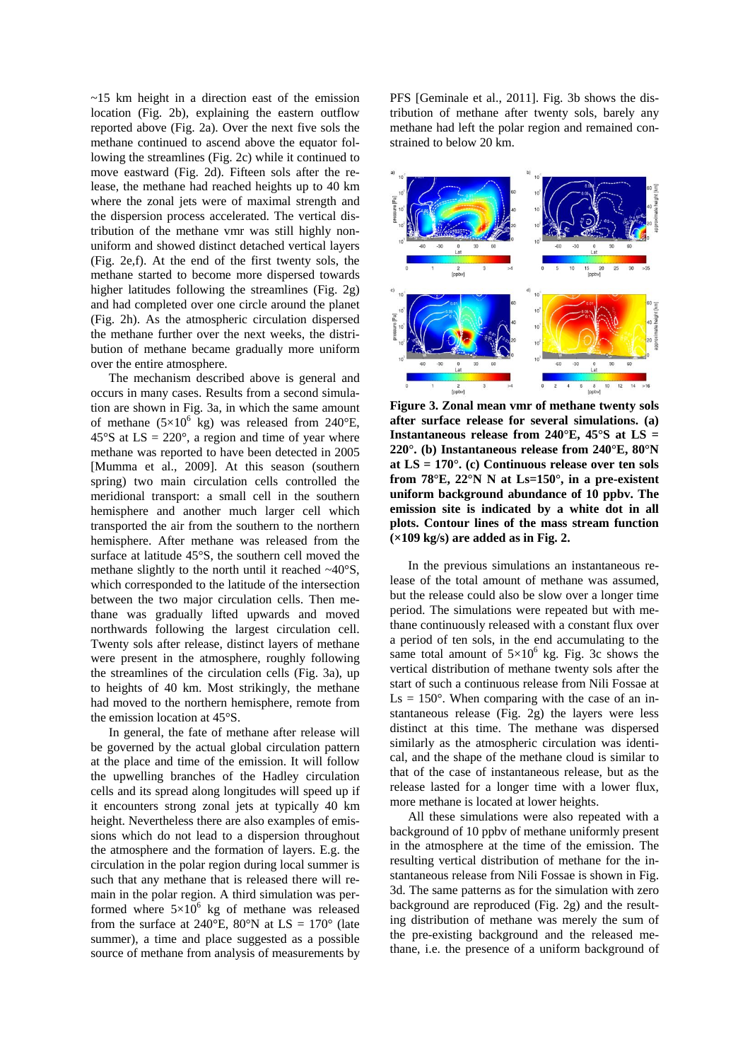~15 km height in a direction east of the emission location (Fig. 2b), explaining the eastern outflow reported above (Fig. 2a). Over the next five sols the methane continued to ascend above the equator following the streamlines (Fig. 2c) while it continued to move eastward (Fig. 2d). Fifteen sols after the release, the methane had reached heights up to 40 km where the zonal jets were of maximal strength and the dispersion process accelerated. The vertical distribution of the methane vmr was still highly non-uniform and showed distinct detached vertical layers (Fig. 2e,f). At the end of the first twenty sols, the methane started to become more dispersed towards higher latitudes following the streamlines (Fig. 2g) and had completed over one circle around the planet (Fig. 2h). As the atmospheric circulation dispersed the methane further over the next weeks, the distribution of methane became gradually more uniform over the entire atmosphere.

The mechanism described above is general and occurs in many cases. Results from a second simulation are shown in Fig. 3a, in which the same amount of methane ($5\times10^6$ kg) was released from 240°E, 45°S at LS = 220°, a region and time of year where methane was reported to have been detected in 2005 [Mumma et al., 2009]. At this season (southern spring) two main circulation cells controlled the meridional transport: a small cell in the southern hemisphere and another much larger cell which transported the air from the southern to the northern hemisphere. After methane was released from the surface at latitude 45°S, the southern cell moved the methane slightly to the north until it reached ~40°S, which corresponded to the latitude of the intersection between the two major circulation cells. Then methane was gradually lifted upwards and moved northwards following the largest circulation cell. Twenty sols after release, distinct layers of methane were present in the atmosphere, roughly following the streamlines of the circulation cells (Fig. 3a), up to heights of 40 km. Most strikingly, the methane had moved to the northern hemisphere, remote from the emission location at 45°S.

In general, the fate of methane after release will be governed by the actual global circulation pattern at the place and time of the emission. It will follow the upwelling branches of the Hadley circulation cells and its spread along longitudes will speed up if it encounters strong zonal jets at typically 40 km height. Nevertheless there are also examples of emissions which do not lead to a dispersion throughout the atmosphere and the formation of layers. E.g. the circulation in the polar region during local summer is such that any methane that is released there will remain in the polar region. A third simulation was performed where $5\times10^6$ kg of methane was released from the surface at 240°E, 80°N at LS = 170° (late summer), a time and place suggested as a possible source of methane from analysis of measurements by PFS [Geminale et al., 2011]. Fig. 3b shows the distribution of methane after twenty sols, barely any methane had left the polar region and remained constrained to below 20 km.

**Figure 3. Zonal mean vmr of methane twenty sols after surface release for several simulations. (a) Instantaneous release from 240°E, 45°S at LS = 220°. (b) Instantaneous release from 240°E, 80°N at LS = 170°. (c) Continuous release over ten sols from 78°E, 22°N N at Ls=150°, in a pre-existent uniform background abundance of 10 ppbv. The emission site is indicated by a white dot in all plots. Contour lines of the mass stream function (×109 kg/s) are added as in Fig. 2.**

In the previous simulations an instantaneous release of the total amount of methane was assumed, but the release could also be slow over a longer time period. The simulations were repeated but with methane continuously released with a constant flux over a period of ten sols, in the end accumulating to the same total amount of $5\times10^6$ kg. Fig. 3c shows the vertical distribution of methane twenty sols after the start of such a continuous release from Nili Fossae at Ls = 150°. When comparing with the case of an instantaneous release (Fig. 2g) the layers were less distinct at this time. The methane was dispersed similarly as the atmospheric circulation was identical, and the shape of the methane cloud is similar to that of the case of instantaneous release, but as the release lasted for a longer time with a lower flux, more methane is located at lower heights.

All these simulations were also repeated with a background of 10 ppbv of methane uniformly present in the atmosphere at the time of the emission. The resulting vertical distribution of methane for the instantaneous release from Nili Fossae is shown in Fig. 3d. The same patterns as for the simulation with zero background are reproduced (Fig. 2g) and the resulting distribution of methane was merely the sum of the pre-existing background and the released methane, i.e. the presence of a uniform background of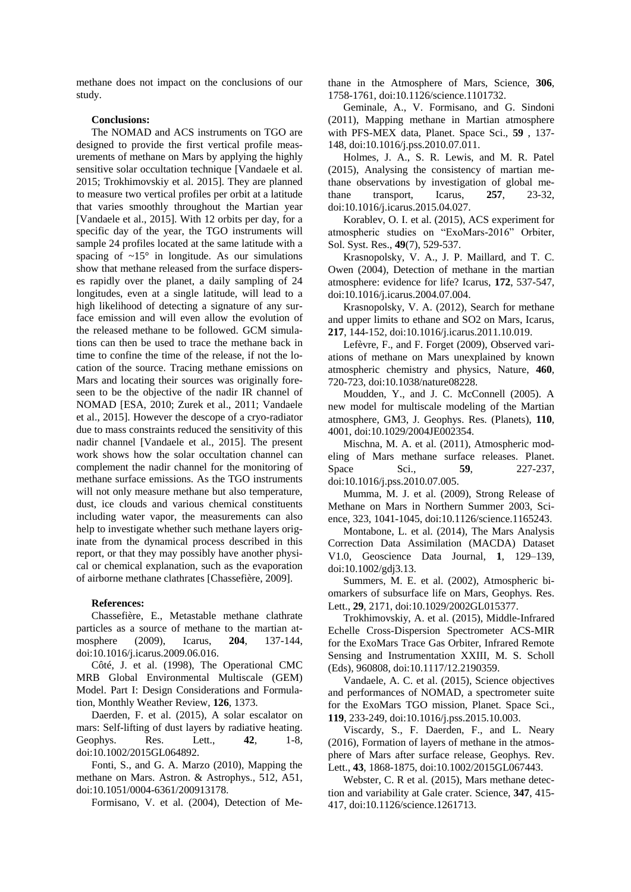methane does not impact on the conclusions of our study.

**Conclusions:**

The NOMAD and ACS instruments on TGO are designed to provide the first vertical profile measurements of methane on Mars by applying the highly sensitive solar occultation technique [Vandaele et al. 2015; Trokhimovskiy et al. 2015]. They are planned to measure two vertical profiles per orbit at a latitude that varies smoothly throughout the Martian year [Vandaele et al., 2015]. With 12 orbits per day, for a specific day of the year, the TGO instruments will sample 24 profiles located at the same latitude with a spacing of ~15° in longitude. As our simulations show that methane released from the surface disperses rapidly over the planet, a daily sampling of 24 longitudes, even at a single latitude, will lead to a high likelihood of detecting a signature of any surface emission and will even allow the evolution of the released methane to be followed. GCM simulations can then be used to trace the methane back in time to confine the time of the release, if not the location of the source. Tracing methane emissions on Mars and locating their sources was originally foreseen to be the objective of the nadir IR channel of NOMAD [ESA, 2010; Zurek et al., 2011; Vandaele et al., 2015]. However the descope of a cryo-radiator due to mass constraints reduced the sensitivity of this nadir channel [Vandaele et al., 2015]. The present work shows how the solar occultation channel can complement the nadir channel for the monitoring of methane surface emissions. As the TGO instruments will not only measure methane but also temperature, dust, ice clouds and various chemical constituents including water vapor, the measurements can also help to investigate whether such methane layers originate from the dynamical process described in this report, or that they may possibly have another physical or chemical explanation, such as the evaporation of airborne methane clathrates [Chassefière, 2009].

**References:**

Chassefière, E., Metastable methane clathrate particles as a source of methane to the martian atmosphere (2009), Icarus, **204**, 137-144, doi:10.1016/j.icarus.2009.06.016.

Côté, J. et al. (1998), The Operational CMC MRB Global Environmental Multiscale (GEM) Model. Part I: Design Considerations and Formulation, Monthly Weather Review, **126**, 1373.

Daerden, F. et al. (2015), A solar escalator on mars: Self-lifting of dust layers by radiative heating. Geophys. Res. Lett., **42**, 1-8, doi:10.1002/2015GL064892.

Fonti, S., and G. A. Marzo (2010), Mapping the methane on Mars. Astron. & Astrophys., 512, A51, doi:10.1051/0004-6361/200913178.

Formisano, V. et al. (2004), Detection of Methane in the Atmosphere of Mars, Science, **306**, 1758-1761, doi:10.1126/science.1101732.

Geminale, A., V. Formisano, and G. Sindoni (2011), Mapping methane in Martian atmosphere with PFS-MEX data, Planet. Space Sci., **59** , 137-148, doi:10.1016/j.pss.2010.07.011.

Holmes, J. A., S. R. Lewis, and M. R. Patel (2015), Analysing the consistency of martian methane observations by investigation of global methane transport, Icarus, **257**, 23-32, doi:10.1016/j.icarus.2015.04.027.

Korablev, O. I. et al. (2015), ACS experiment for atmospheric studies on "ExoMars-2016" Orbiter, Sol. Syst. Res., **49**(7), 529-537.

Krasnopolsky, V. A., J. P. Maillard, and T. C. Owen (2004), Detection of methane in the martian atmosphere: evidence for life? Icarus, **172**, 537-547, doi:10.1016/j.icarus.2004.07.004.

Krasnopolsky, V. A. (2012), Search for methane and upper limits to ethane and SO2 on Mars, Icarus, **217**, 144-152, doi:10.1016/j.icarus.2011.10.019.

Lefèvre, F., and F. Forget (2009), Observed variations of methane on Mars unexplained by known atmospheric chemistry and physics, Nature, **460**, 720-723, doi:10.1038/nature08228.

Moudden, Y., and J. C. McConnell (2005). A new model for multiscale modeling of the Martian atmosphere, GM3, J. Geophys. Res. (Planets), **110**, 4001, doi:10.1029/2004JE002354.

Mischna, M. A. et al. (2011), Atmospheric modeling of Mars methane surface releases. Planet. Space Sci., **59**, 227-237, doi:10.1016/j.pss.2010.07.005.

Mumma, M. J. et al. (2009), Strong Release of Methane on Mars in Northern Summer 2003, Science, 323, 1041-1045, doi:10.1126/science.1165243.

Montabone, L. et al. (2014), The Mars Analysis Correction Data Assimilation (MACDA) Dataset V1.0, Geoscience Data Journal, **1**, 129–139, doi:10.1002/gdj3.13.

Summers, M. E. et al. (2002), Atmospheric biomarkers of subsurface life on Mars, Geophys. Res. Lett., **29**, 2171, doi:10.1029/2002GL015377.

Trokhimovskiy, A. et al. (2015), Middle-Infrared Echelle Cross-Dispersion Spectrometer ACS-MIR for the ExoMars Trace Gas Orbiter, Infrared Remote Sensing and Instrumentation XXIII, M. S. Scholl (Eds), 960808, doi:10.1117/12.2190359.

Vandaele, A. C. et al. (2015), Science objectives and performances of NOMAD, a spectrometer suite for the ExoMars TGO mission, Planet. Space Sci., **119**, 233-249, doi:10.1016/j.pss.2015.10.003.

Viscardy, S., F. Daerden, F., and L. Neary (2016), Formation of layers of methane in the atmosphere of Mars after surface release, Geophys. Rev. Lett., **43**, 1868-1875, doi:10.1002/2015GL067443.

Webster, C. R et al. (2015), Mars methane detection and variability at Gale crater. Science, **347**, 415-417, doi:10.1126/science.1261713.